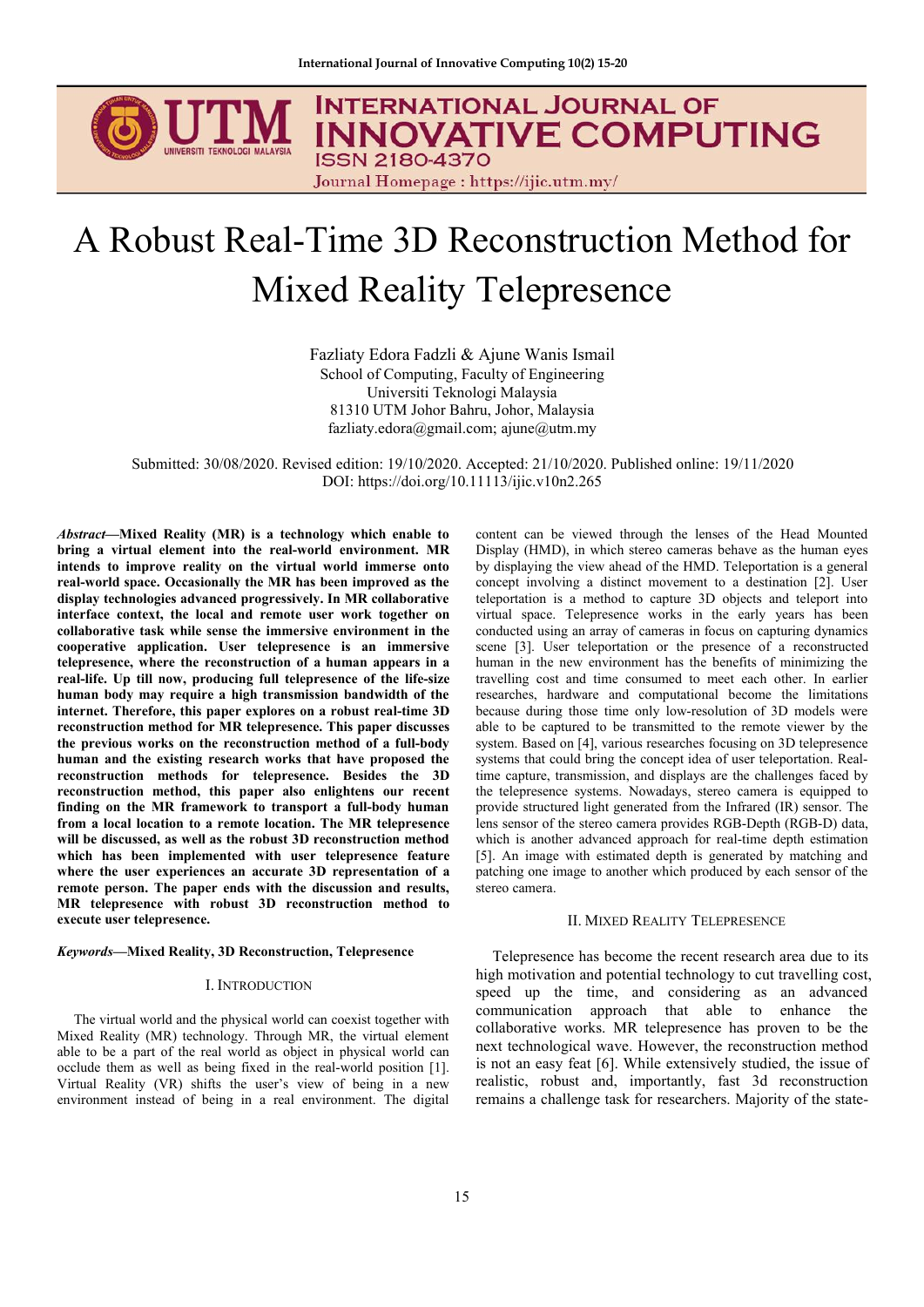# A Robust Real-Time 3D Reconstruction Method for Mixed Reality Telepresence

Fazliaty Edora Fadzli & Ajune Wanis Ismail
School of Computing, Faculty of Engineering
Universiti Teknologi Malaysia
81310 UTM Johor Bahru, Johor, Malaysia
fazliaty.edora@gmail.com; ajune@utm.my

Submitted: 30/08/2020. Revised edition: 19/10/2020. Accepted: 21/10/2020. Published online: 19/11/2020
DOI: https://doi.org/10.11113/ijic.v10n2.265

***Abstract*—Mixed Reality (MR) is a technology which enable to bring a virtual element into the real-world environment. MR intends to improve reality on the virtual world immerse onto real-world space. Occasionally the MR has been improved as the display technologies advanced progressively. In MR collaborative interface context, the local and remote user work together on collaborative task while sense the immersive environment in the cooperative application. User telepresence is an immersive telepresence, where the reconstruction of a human appears in a real-life. Up till now, producing full telepresence of the life-size human body may require a high transmission bandwidth of the internet. Therefore, this paper explores on a robust real-time 3D reconstruction method for MR telepresence. This paper discusses the previous works on the reconstruction method of a full-body human and the existing research works that have proposed the reconstruction methods for telepresence. Besides the 3D reconstruction method, this paper also enlightens our recent finding on the MR framework to transport a full-body human from a local location to a remote location. The MR telepresence will be discussed, as well as the robust 3D reconstruction method which has been implemented with user telepresence feature where the user experiences an accurate 3D representation of a remote person. The paper ends with the discussion and results, MR telepresence with robust 3D reconstruction method to execute user telepresence.**

***Keywords*—Mixed Reality, 3D Reconstruction, Telepresence**

## I. Introduction

The virtual world and the physical world can coexist together with Mixed Reality (MR) technology. Through MR, the virtual element able to be a part of the real world as object in physical world can occlude them as well as being fixed in the real-world position [1]. Virtual Reality (VR) shifts the user's view of being in a new environment instead of being in a real environment. The digital content can be viewed through the lenses of the Head Mounted Display (HMD), in which stereo cameras behave as the human eyes by displaying the view ahead of the HMD. Teleportation is a general concept involving a distinct movement to a destination [2]. User teleportation is a method to capture 3D objects and teleport into virtual space. Telepresence works in the early years has been conducted using an array of cameras in focus on capturing dynamics scene [3]. User teleportation or the presence of a reconstructed human in the new environment has the benefits of minimizing the travelling cost and time consumed to meet each other. In earlier researches, hardware and computational become the limitations because during those time only low-resolution of 3D models were able to be captured to be transmitted to the remote viewer by the system. Based on [4], various researches focusing on 3D telepresence systems that could bring the concept idea of user teleportation. Real-time capture, transmission, and displays are the challenges faced by the telepresence systems. Nowadays, stereo camera is equipped to provide structured light generated from the Infrared (IR) sensor. The lens sensor of the stereo camera provides RGB-Depth (RGB-D) data, which is another advanced approach for real-time depth estimation [5]. An image with estimated depth is generated by matching and patching one image to another which produced by each sensor of the stereo camera.

## II. Mixed Reality Telepresence

Telepresence has become the recent research area due to its high motivation and potential technology to cut travelling cost, speed up the time, and considering as an advanced communication approach that able to enhance the collaborative works. MR telepresence has proven to be the next technological wave. However, the reconstruction method is not an easy feat [6]. While extensively studied, the issue of realistic, robust and, importantly, fast 3d reconstruction remains a challenge task for researchers. Majority of the state-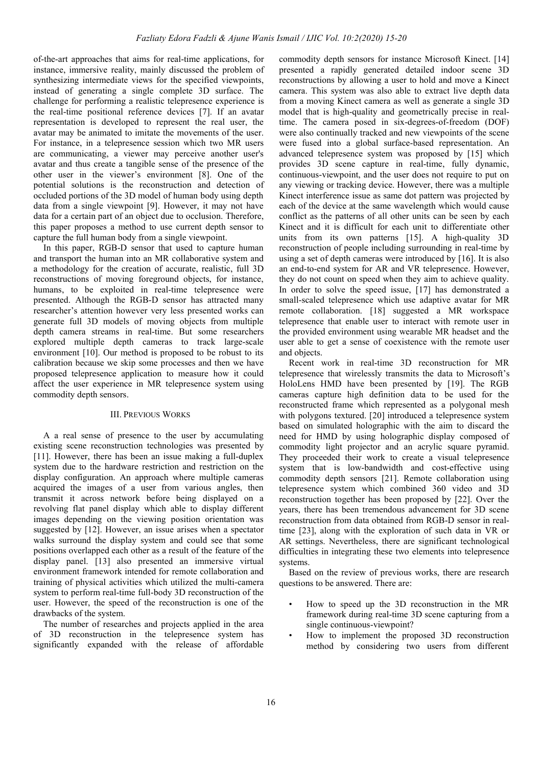of-the-art approaches that aims for real-time applications, for instance, immersive reality, mainly discussed the problem of synthesizing intermediate views for the specified viewpoints, instead of generating a single complete 3D surface. The challenge for performing a realistic telepresence experience is the real-time positional reference devices [7]. If an avatar representation is developed to represent the real user, the avatar may be animated to imitate the movements of the user. For instance, in a telepresence session which two MR users are communicating, a viewer may perceive another user's avatar and thus create a tangible sense of the presence of the other user in the viewer's environment [8]. One of the potential solutions is the reconstruction and detection of occluded portions of the 3D model of human body using depth data from a single viewpoint [9]. However, it may not have data for a certain part of an object due to occlusion. Therefore, this paper proposes a method to use current depth sensor to capture the full human body from a single viewpoint.

In this paper, RGB-D sensor that used to capture human and transport the human into an MR collaborative system and a methodology for the creation of accurate, realistic, full 3D reconstructions of moving foreground objects, for instance, humans, to be exploited in real-time telepresence were presented. Although the RGB-D sensor has attracted many researcher's attention however very less presented works can generate full 3D models of moving objects from multiple depth camera streams in real-time. But some researchers explored multiple depth cameras to track large-scale environment [10]. Our method is proposed to be robust to its calibration because we skip some processes and then we have proposed telepresence application to measure how it could affect the user experience in MR telepresence system using commodity depth sensors.

## III. Previous Works

A a real sense of presence to the user by accumulating existing scene reconstruction technologies was presented by [11]. However, there has been an issue making a full-duplex system due to the hardware restriction and restriction on the display configuration. An approach where multiple cameras acquired the images of a user from various angles, then transmit it across network before being displayed on a revolving flat panel display which able to display different images depending on the viewing position orientation was suggested by [12]. However, an issue arises when a spectator walks surround the display system and could see that some positions overlapped each other as a result of the feature of the display panel. [13] also presented an immersive virtual environment framework intended for remote collaboration and training of physical activities which utilized the multi-camera system to perform real-time full-body 3D reconstruction of the user. However, the speed of the reconstruction is one of the drawbacks of the system.

The number of researches and projects applied in the area of 3D reconstruction in the telepresence system has significantly expanded with the release of affordable commodity depth sensors for instance Microsoft Kinect. [14] presented a rapidly generated detailed indoor scene 3D reconstructions by allowing a user to hold and move a Kinect camera. This system was also able to extract live depth data from a moving Kinect camera as well as generate a single 3D model that is high-quality and geometrically precise in real-time. The camera posed in six-degrees-of-freedom (DOF) were also continually tracked and new viewpoints of the scene were fused into a global surface-based representation. An advanced telepresence system was proposed by [15] which provides 3D scene capture in real-time, fully dynamic, continuous-viewpoint, and the user does not require to put on any viewing or tracking device. However, there was a multiple Kinect interference issue as same dot pattern was projected by each of the device at the same wavelength which would cause conflict as the patterns of all other units can be seen by each Kinect and it is difficult for each unit to differentiate other units from its own patterns [15]. A high-quality 3D reconstruction of people including surrounding in real-time by using a set of depth cameras were introduced by [16]. It is also an end-to-end system for AR and VR telepresence. However, they do not count on speed when they aim to achieve quality. In order to solve the speed issue, [17] has demonstrated a small-scaled telepresence which use adaptive avatar for MR remote collaboration. [18] suggested a MR workspace telepresence that enable user to interact with remote user in the provided environment using wearable MR headset and the user able to get a sense of coexistence with the remote user and objects.

Recent work in real-time 3D reconstruction for MR telepresence that wirelessly transmits the data to Microsoft's HoloLens HMD have been presented by [19]. The RGB cameras capture high definition data to be used for the reconstructed frame which represented as a polygonal mesh with polygons textured. [20] introduced a telepresence system based on simulated holographic with the aim to discard the need for HMD by using holographic display composed of commodity light projector and an acrylic square pyramid. They proceeded their work to create a visual telepresence system that is low-bandwidth and cost-effective using commodity depth sensors [21]. Remote collaboration using telepresence system which combined 360 video and 3D reconstruction together has been proposed by [22]. Over the years, there has been tremendous advancement for 3D scene reconstruction from data obtained from RGB-D sensor in real-time [23], along with the exploration of such data in VR or AR settings. Nevertheless, there are significant technological difficulties in integrating these two elements into telepresence systems.

Based on the review of previous works, there are research questions to be answered. There are:

- How to speed up the 3D reconstruction in the MR framework during real-time 3D scene capturing from a single continuous-viewpoint?
- How to implement the proposed 3D reconstruction method by considering two users from different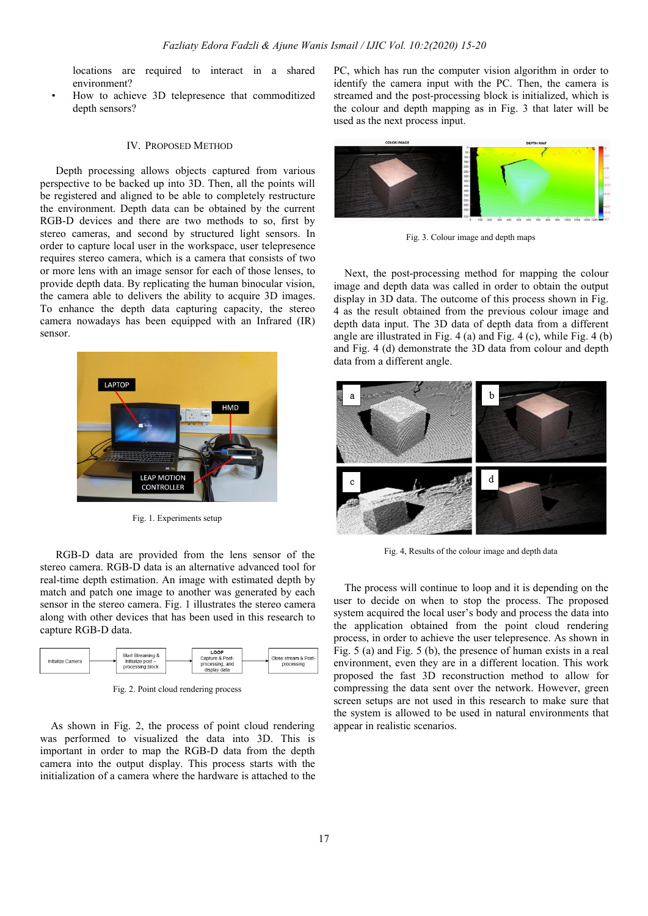locations are required to interact in a shared environment?

- How to achieve 3D telepresence that commoditized depth sensors?

## IV. Proposed Method

Depth processing allows objects captured from various perspective to be backed up into 3D. Then, all the points will be registered and aligned to be able to completely restructure the environment. Depth data can be obtained by the current RGB-D devices and there are two methods to so, first by stereo cameras, and second by structured light sensors. In order to capture local user in the workspace, user telepresence requires stereo camera, which is a camera that consists of two or more lens with an image sensor for each of those lenses, to provide depth data. By replicating the human binocular vision, the camera able to delivers the ability to acquire 3D images. To enhance the depth data capturing capacity, the stereo camera nowadays has been equipped with an Infrared (IR) sensor.

Fig. 1. Experiments setup

RGB-D data are provided from the lens sensor of the stereo camera. RGB-D data is an alternative advanced tool for real-time depth estimation. An image with estimated depth by match and patch one image to another was generated by each sensor in the stereo camera. Fig. 1 illustrates the stereo camera along with other devices that has been used in this research to capture RGB-D data.

Fig. 2. Point cloud rendering process

As shown in Fig. 2, the process of point cloud rendering was performed to visualized the data into 3D. This is important in order to map the RGB-D data from the depth camera into the output display. This process starts with the initialization of a camera where the hardware is attached to the PC, which has run the computer vision algorithm in order to identify the camera input with the PC. Then, the camera is streamed and the post-processing block is initialized, which is the colour and depth mapping as in Fig. 3 that later will be used as the next process input.

Fig. 3. Colour image and depth maps

Next, the post-processing method for mapping the colour image and depth data was called in order to obtain the output display in 3D data. The outcome of this process shown in Fig. 4 as the result obtained from the previous colour image and depth data input. The 3D data of depth data from a different angle are illustrated in Fig. 4 (a) and Fig. 4 (c), while Fig. 4 (b) and Fig. 4 (d) demonstrate the 3D data from colour and depth data from a different angle.

Fig. 4, Results of the colour image and depth data

The process will continue to loop and it is depending on the user to decide on when to stop the process. The proposed system acquired the local user's body and process the data into the application obtained from the point cloud rendering process, in order to achieve the user telepresence. As shown in Fig. 5 (a) and Fig. 5 (b), the presence of human exists in a real environment, even they are in a different location. This work proposed the fast 3D reconstruction method to allow for compressing the data sent over the network. However, green screen setups are not used in this research to make sure that the system is allowed to be used in natural environments that appear in realistic scenarios.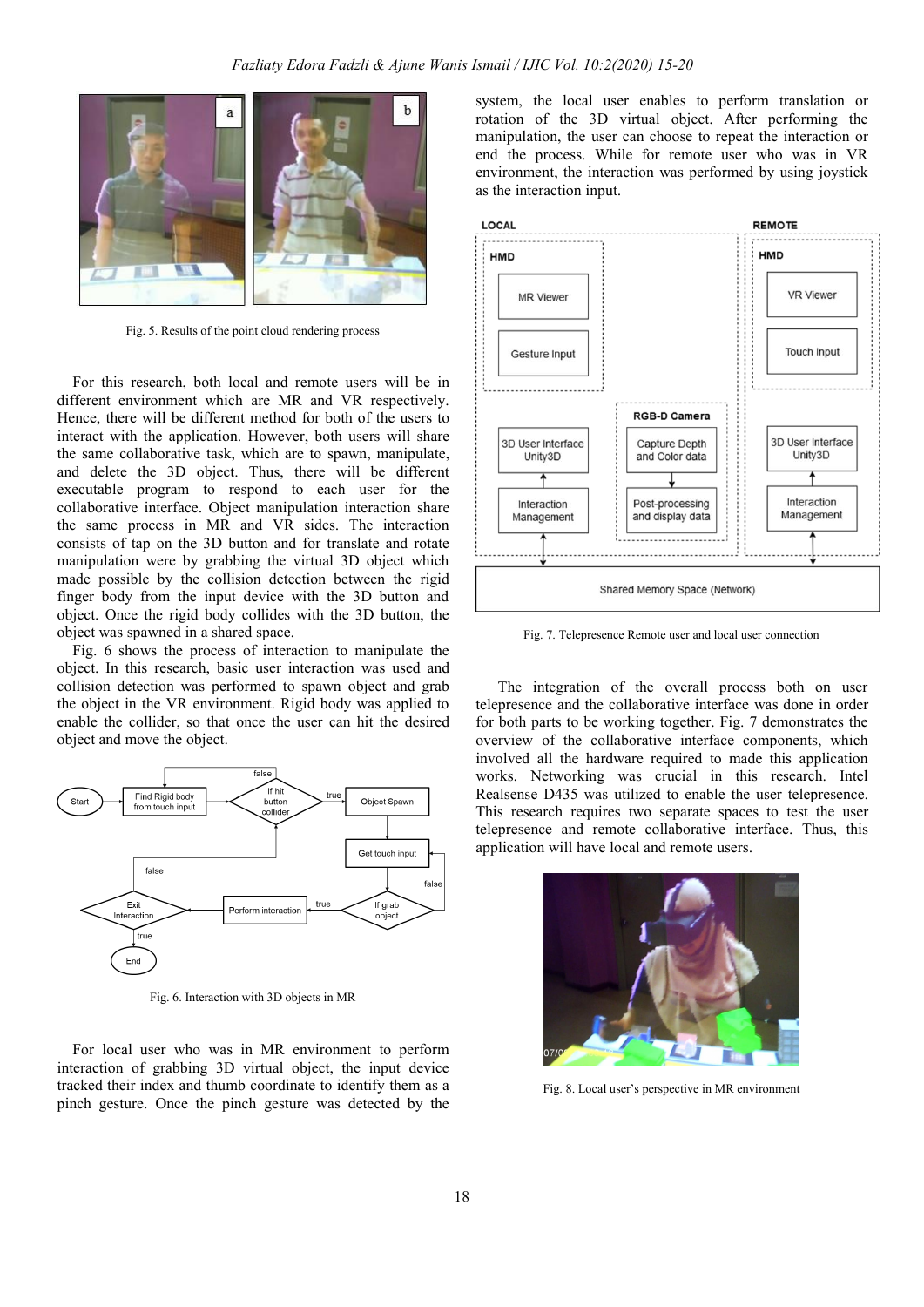Fig. 5. Results of the point cloud rendering process

For this research, both local and remote users will be in different environment which are MR and VR respectively. Hence, there will be different method for both of the users to interact with the application. However, both users will share the same collaborative task, which are to spawn, manipulate, and delete the 3D object. Thus, there will be different executable program to respond to each user for the collaborative interface. Object manipulation interaction share the same process in MR and VR sides. The interaction consists of tap on the 3D button and for translate and rotate manipulation were by grabbing the virtual 3D object which made possible by the collision detection between the rigid finger body from the input device with the 3D button and object. Once the rigid body collides with the 3D button, the object was spawned in a shared space.

Fig. 6 shows the process of interaction to manipulate the object. In this research, basic user interaction was used and collision detection was performed to spawn object and grab the object in the VR environment. Rigid body was applied to enable the collider, so that once the user can hit the desired object and move the object.

Fig. 6. Interaction with 3D objects in MR

For local user who was in MR environment to perform interaction of grabbing 3D virtual object, the input device tracked their index and thumb coordinate to identify them as a pinch gesture. Once the pinch gesture was detected by the system, the local user enables to perform translation or rotation of the 3D virtual object. After performing the manipulation, the user can choose to repeat the interaction or end the process. While for remote user who was in VR environment, the interaction was performed by using joystick as the interaction input.

Fig. 7. Telepresence Remote user and local user connection

The integration of the overall process both on user telepresence and the collaborative interface was done in order for both parts to be working together. Fig. 7 demonstrates the overview of the collaborative interface components, which involved all the hardware required to made this application works. Networking was crucial in this research. Intel Realsense D435 was utilized to enable the user telepresence. This research requires two separate spaces to test the user telepresence and remote collaborative interface. Thus, this application will have local and remote users.

Fig. 8. Local user's perspective in MR environment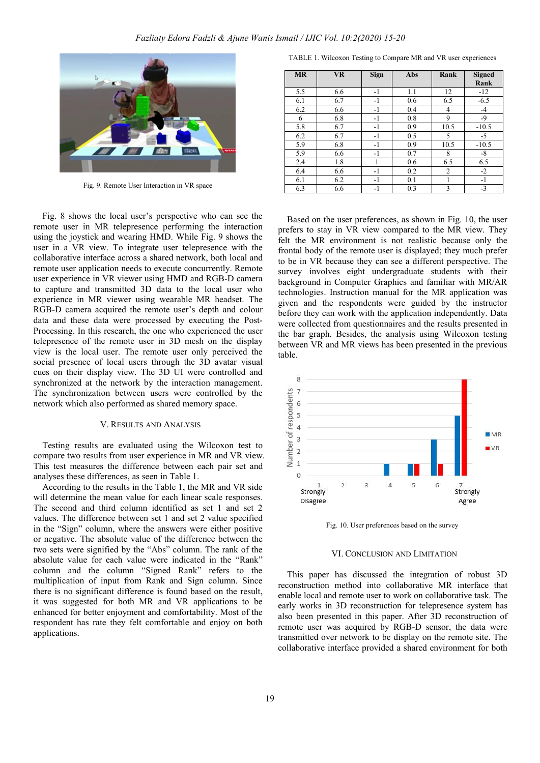Fig. 9. Remote User Interaction in VR space

Fig. 8 shows the local user's perspective who can see the remote user in MR telepresence performing the interaction using the joystick and wearing HMD. While Fig. 9 shows the user in a VR view. To integrate user telepresence with the collaborative interface across a shared network, both local and remote user application needs to execute concurrently. Remote user experience in VR viewer using HMD and RGB-D camera to capture and transmitted 3D data to the local user who experience in MR viewer using wearable MR headset. The RGB-D camera acquired the remote user's depth and colour data and these data were processed by executing the Post-Processing. In this research, the one who experienced the user telepresence of the remote user in 3D mesh on the display view is the local user. The remote user only perceived the social presence of local users through the 3D avatar visual cues on their display view. The 3D UI were controlled and synchronized at the network by the interaction management. The synchronization between users were controlled by the network which also performed as shared memory space.

## V. Results and Analysis

Testing results are evaluated using the Wilcoxon test to compare two results from user experience in MR and VR view. This test measures the difference between each pair set and analyses these differences, as seen in Table 1.

According to the results in the Table 1, the MR and VR side will determine the mean value for each linear scale responses. The second and third column identified as set 1 and set 2 values. The difference between set 1 and set 2 value specified in the "Sign" column, where the answers were either positive or negative. The absolute value of the difference between the two sets were signified by the "Abs" column. The rank of the absolute value for each value were indicated in the "Rank" column and the column "Signed Rank" refers to the multiplication of input from Rank and Sign column. Since there is no significant difference is found based on the result, it was suggested for both MR and VR applications to be enhanced for better enjoyment and comfortability. Most of the respondent has rate they felt comfortable and enjoy on both applications.

TABLE 1. Wilcoxon Testing to Compare MR and VR user experiences

| MR | VR | Sign | Abs | Rank | Signed Rank |
|---|---|---|---|---|---|
| 5.5 | 6.6 | -1 | 1.1 | 12 | -12 |
| 6.1 | 6.7 | -1 | 0.6 | 6.5 | -6.5 |
| 6.2 | 6.6 | -1 | 0.4 | 4 | -4 |
| 6 | 6.8 | -1 | 0.8 | 9 | -9 |
| 5.8 | 6.7 | -1 | 0.9 | 10.5 | -10.5 |
| 6.2 | 6.7 | -1 | 0.5 | 5 | -5 |
| 5.9 | 6.8 | -1 | 0.9 | 10.5 | -10.5 |
| 5.9 | 6.6 | -1 | 0.7 | 8 | -8 |
| 2.4 | 1.8 | 1 | 0.6 | 6.5 | 6.5 |
| 6.4 | 6.6 | -1 | 0.2 | 2 | -2 |
| 6.1 | 6.2 | -1 | 0.1 | 1 | -1 |
| 6.3 | 6.6 | -1 | 0.3 | 3 | -3 |

Based on the user preferences, as shown in Fig. 10, the user prefers to stay in VR view compared to the MR view. They felt the MR environment is not realistic because only the frontal body of the remote user is displayed; they much prefer to be in VR because they can see a different perspective. The survey involves eight undergraduate students with their background in Computer Graphics and familiar with MR/AR technologies. Instruction manual for the MR application was given and the respondents were guided by the instructor before they can work with the application independently. Data were collected from questionnaires and the results presented in the bar graph. Besides, the analysis using Wilcoxon testing between VR and MR views has been presented in the previous table.

Fig. 10. User preferences based on the survey

## VI. Conclusion and Limitation

This paper has discussed the integration of robust 3D reconstruction method into collaborative MR interface that enable local and remote user to work on collaborative task. The early works in 3D reconstruction for telepresence system has also been presented in this paper. After 3D reconstruction of remote user was acquired by RGB-D sensor, the data were transmitted over network to be display on the remote site. The collaborative interface provided a shared environment for both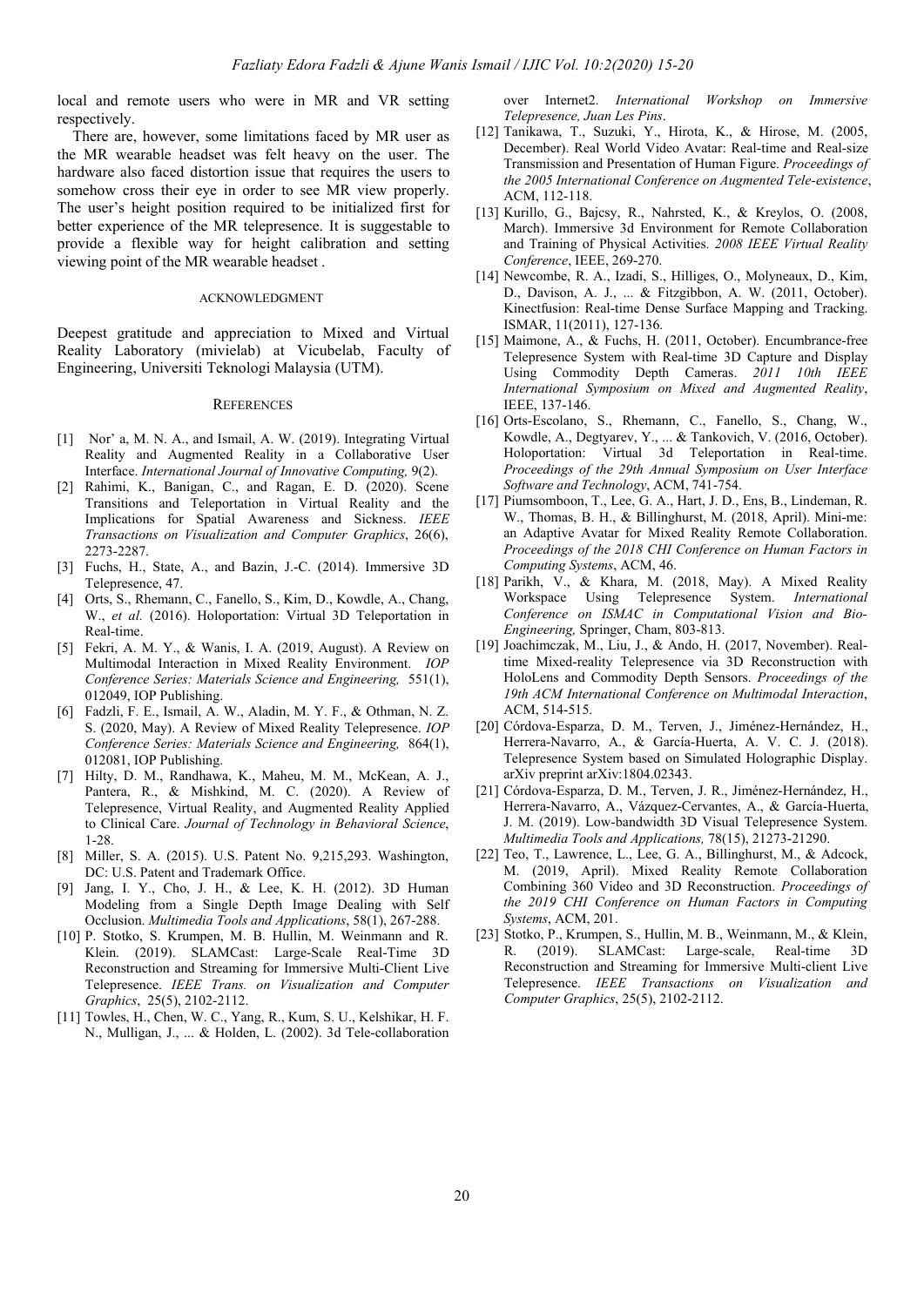local and remote users who were in MR and VR setting respectively.

There are, however, some limitations faced by MR user as the MR wearable headset was felt heavy on the user. The hardware also faced distortion issue that requires the users to somehow cross their eye in order to see MR view properly. The user's height position required to be initialized first for better experience of the MR telepresence. It is suggestable to provide a flexible way for height calibration and setting viewing point of the MR wearable headset .

## ACKNOWLEDGMENT

Deepest gratitude and appreciation to Mixed and Virtual Reality Laboratory (mivielab) at Vicubelab, Faculty of Engineering, Universiti Teknologi Malaysia (UTM).

## REFERENCES

[1] Nor' a, M. N. A., and Ismail, A. W. (2019). Integrating Virtual Reality and Augmented Reality in a Collaborative User Interface. *International Journal of Innovative Computing,* 9(2).

[2] Rahimi, K., Banigan, C., and Ragan, E. D. (2020). Scene Transitions and Teleportation in Virtual Reality and the Implications for Spatial Awareness and Sickness. *IEEE Transactions on Visualization and Computer Graphics*, 26(6), 2273-2287.

[3] Fuchs, H., State, A., and Bazin, J.-C. (2014). Immersive 3D Telepresence, 47.

[4] Orts, S., Rhemann, C., Fanello, S., Kim, D., Kowdle, A., Chang, W., *et al.* (2016). Holoportation: Virtual 3D Teleportation in Real-time.

[5] Fekri, A. M. Y., & Wanis, I. A. (2019, August). A Review on Multimodal Interaction in Mixed Reality Environment. *IOP Conference Series: Materials Science and Engineering,* 551(1), 012049, IOP Publishing.

[6] Fadzli, F. E., Ismail, A. W., Aladin, M. Y. F., & Othman, N. Z. S. (2020, May). A Review of Mixed Reality Telepresence. *IOP Conference Series: Materials Science and Engineering,* 864(1), 012081, IOP Publishing.

[7] Hilty, D. M., Randhawa, K., Maheu, M. M., McKean, A. J., Pantera, R., & Mishkind, M. C. (2020). A Review of Telepresence, Virtual Reality, and Augmented Reality Applied to Clinical Care. *Journal of Technology in Behavioral Science*, 1-28.

[8] Miller, S. A. (2015). U.S. Patent No. 9,215,293. Washington, DC: U.S. Patent and Trademark Office.

[9] Jang, I. Y., Cho, J. H., & Lee, K. H. (2012). 3D Human Modeling from a Single Depth Image Dealing with Self Occlusion. *Multimedia Tools and Applications*, 58(1), 267-288.

[10] P. Stotko, S. Krumpen, M. B. Hullin, M. Weinmann and R. Klein. (2019). SLAMCast: Large-Scale Real-Time 3D Reconstruction and Streaming for Immersive Multi-Client Live Telepresence. *IEEE Trans. on Visualization and Computer Graphics*, 25(5), 2102-2112.

[11] Towles, H., Chen, W. C., Yang, R., Kum, S. U., Kelshikar, H. F. N., Mulligan, J., ... & Holden, L. (2002). 3d Tele-collaboration over Internet2. *International Workshop on Immersive Telepresence, Juan Les Pins*.

[12] Tanikawa, T., Suzuki, Y., Hirota, K., & Hirose, M. (2005, December). Real World Video Avatar: Real-time and Real-size Transmission and Presentation of Human Figure. *Proceedings of the 2005 International Conference on Augmented Tele-existence*, ACM, 112-118.

[13] Kurillo, G., Bajcsy, R., Nahrsted, K., & Kreylos, O. (2008, March). Immersive 3d Environment for Remote Collaboration and Training of Physical Activities. *2008 IEEE Virtual Reality Conference*, IEEE, 269-270.

[14] Newcombe, R. A., Izadi, S., Hilliges, O., Molyneaux, D., Kim, D., Davison, A. J., ... & Fitzgibbon, A. W. (2011, October). Kinectfusion: Real-time Dense Surface Mapping and Tracking. ISMAR, 11(2011), 127-136.

[15] Maimone, A., & Fuchs, H. (2011, October). Encumbrance-free Telepresence System with Real-time 3D Capture and Display Using Commodity Depth Cameras. *2011 10th IEEE International Symposium on Mixed and Augmented Reality*, IEEE, 137-146.

[16] Orts-Escolano, S., Rhemann, C., Fanello, S., Chang, W., Kowdle, A., Degtyarev, Y., ... & Tankovich, V. (2016, October). Holoportation: Virtual 3d Teleportation in Real-time. *Proceedings of the 29th Annual Symposium on User Interface Software and Technology*, ACM, 741-754.

[17] Piumsomboon, T., Lee, G. A., Hart, J. D., Ens, B., Lindeman, R. W., Thomas, B. H., & Billinghurst, M. (2018, April). Mini-me: an Adaptive Avatar for Mixed Reality Remote Collaboration. *Proceedings of the 2018 CHI Conference on Human Factors in Computing Systems*, ACM, 46.

[18] Parikh, V., & Khara, M. (2018, May). A Mixed Reality Workspace Using Telepresence System. *International Conference on ISMAC in Computational Vision and Bio-Engineering,* Springer, Cham, 803-813.

[19] Joachimczak, M., Liu, J., & Ando, H. (2017, November). Real-time Mixed-reality Telepresence via 3D Reconstruction with HoloLens and Commodity Depth Sensors. *Proceedings of the 19th ACM International Conference on Multimodal Interaction*, ACM, 514-515.

[20] Córdova-Esparza, D. M., Terven, J., Jiménez-Hernández, H., Herrera-Navarro, A., & García-Huerta, A. V. C. J. (2018). Telepresence System based on Simulated Holographic Display. arXiv preprint arXiv:1804.02343.

[21] Córdova-Esparza, D. M., Terven, J. R., Jiménez-Hernández, H., Herrera-Navarro, A., Vázquez-Cervantes, A., & García-Huerta, J. M. (2019). Low-bandwidth 3D Visual Telepresence System. *Multimedia Tools and Applications,* 78(15), 21273-21290.

[22] Teo, T., Lawrence, L., Lee, G. A., Billinghurst, M., & Adcock, M. (2019, April). Mixed Reality Remote Collaboration Combining 360 Video and 3D Reconstruction. *Proceedings of the 2019 CHI Conference on Human Factors in Computing Systems*, ACM, 201.

[23] Stotko, P., Krumpen, S., Hullin, M. B., Weinmann, M., & Klein, R. (2019). SLAMCast: Large-scale, Real-time 3D Reconstruction and Streaming for Immersive Multi-client Live Telepresence. *IEEE Transactions on Visualization and Computer Graphics*, 25(5), 2102-2112.